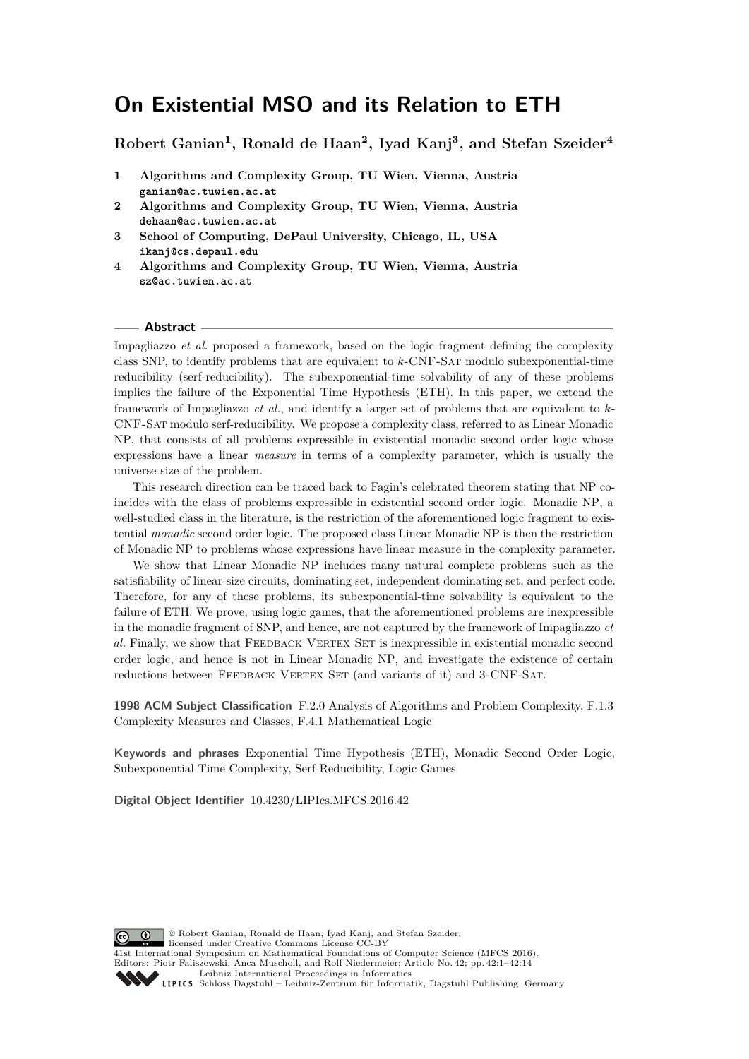# On Existential MSO and its Relation to ETH

**Robert Ganian[1], Ronald de Haan[2], Iyad Kanj[3], and Stefan Szeider[4]**

1. **Algorithms and Complexity Group, TU Wien, Vienna, Austria**
   ganian@ac.tuwien.ac.at
2. **Algorithms and Complexity Group, TU Wien, Vienna, Austria**
   dehaan@ac.tuwien.ac.at
3. **School of Computing, DePaul University, Chicago, IL, USA**
   ikanj@cs.depaul.edu
4. **Algorithms and Complexity Group, TU Wien, Vienna, Austria**
   sz@ac.tuwien.ac.at

## Abstract

Impagliazzo *et al.* proposed a framework, based on the logic fragment defining the complexity class SNP, to identify problems that are equivalent to $k$-CNF-Sat modulo subexponential-time reducibility (serf-reducibility). The subexponential-time solvability of any of these problems implies the failure of the Exponential Time Hypothesis (ETH). In this paper, we extend the framework of Impagliazzo *et al.*, and identify a larger set of problems that are equivalent to $k$-CNF-Sat modulo serf-reducibility. We propose a complexity class, referred to as Linear Monadic NP, that consists of all problems expressible in existential monadic second order logic whose expressions have a linear *measure* in terms of a complexity parameter, which is usually the universe size of the problem.

This research direction can be traced back to Fagin's celebrated theorem stating that NP coincides with the class of problems expressible in existential second order logic. Monadic NP, a well-studied class in the literature, is the restriction of the aforementioned logic fragment to existential *monadic* second order logic. The proposed class Linear Monadic NP is then the restriction of Monadic NP to problems whose expressions have linear measure in the complexity parameter.

We show that Linear Monadic NP includes many natural complete problems such as the satisfiability of linear-size circuits, dominating set, independent dominating set, and perfect code. Therefore, for any of these problems, its subexponential-time solvability is equivalent to the failure of ETH. We prove, using logic games, that the aforementioned problems are inexpressible in the monadic fragment of SNP, and hence, are not captured by the framework of Impagliazzo *et al.* Finally, we show that Feedback Vertex Set is inexpressible in existential monadic second order logic, and hence is not in Linear Monadic NP, and investigate the existence of certain reductions between Feedback Vertex Set (and variants of it) and 3-CNF-Sat.

**1998 ACM Subject Classification** F.2.0 Analysis of Algorithms and Problem Complexity, F.1.3 Complexity Measures and Classes, F.4.1 Mathematical Logic

**Keywords and phrases** Exponential Time Hypothesis (ETH), Monadic Second Order Logic, Subexponential Time Complexity, Serf-Reducibility, Logic Games

**Digital Object Identifier** 10.4230/LIPIcs.MFCS.2016.42

© Robert Ganian, Ronald de Haan, Iyad Kanj, and Stefan Szeider;
licensed under Creative Commons License CC-BY
41st International Symposium on Mathematical Foundations of Computer Science (MFCS 2016).
Editors: Piotr Faliszewski, Anca Muscholl, and Rolf Niedermeier; Article No. 42; pp. 42:1–42:14
Leibniz International Proceedings in Informatics
LIPICS Schloss Dagstuhl – Leibniz-Zentrum für Informatik, Dagstuhl Publishing, Germany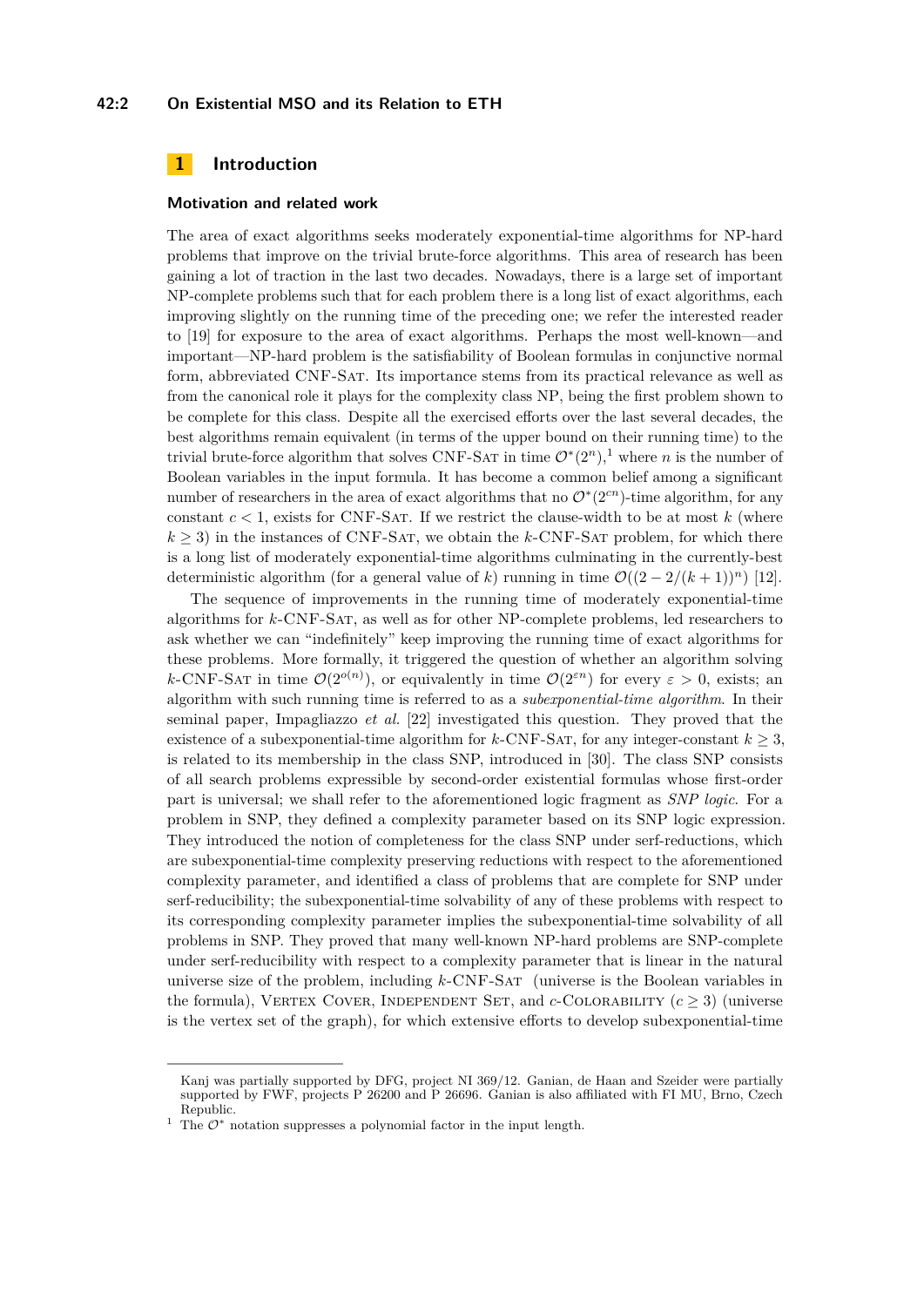# 1 Introduction

## Motivation and related work

The area of exact algorithms seeks moderately exponential-time algorithms for NP-hard problems that improve on the trivial brute-force algorithms. This area of research has been gaining a lot of traction in the last two decades. Nowadays, there is a large set of important NP-complete problems such that for each problem there is a long list of exact algorithms, each improving slightly on the running time of the preceding one; we refer the interested reader to [19] for exposure to the area of exact algorithms. Perhaps the most well-known—and important—NP-hard problem is the satisfiability of Boolean formulas in conjunctive normal form, abbreviated CNF-Sat. Its importance stems from its practical relevance as well as from the canonical role it plays for the complexity class NP, being the first problem shown to be complete for this class. Despite all the exercised efforts over the last several decades, the best algorithms remain equivalent (in terms of the upper bound on their running time) to the trivial brute-force algorithm that solves CNF-Sat in time $\mathcal{O}^*(2^n)$,[1] where $n$ is the number of Boolean variables in the input formula. It has become a common belief among a significant number of researchers in the area of exact algorithms that no $\mathcal{O}^*(2^{cn})$-time algorithm, for any constant $c < 1$, exists for CNF-Sat. If we restrict the clause-width to be at most $k$ (where $k \geq 3$) in the instances of CNF-Sat, we obtain the $k$-CNF-Sat problem, for which there is a long list of moderately exponential-time algorithms culminating in the currently-best deterministic algorithm (for a general value of $k$) running in time $\mathcal{O}((2 - 2/(k+1))^n)$ [12].

The sequence of improvements in the running time of moderately exponential-time algorithms for $k$-CNF-Sat, as well as for other NP-complete problems, led researchers to ask whether we can "indefinitely" keep improving the running time of exact algorithms for these problems. More formally, it triggered the question of whether an algorithm solving $k$-CNF-Sat in time $\mathcal{O}(2^{o(n)})$, or equivalently in time $\mathcal{O}(2^{\varepsilon n})$ for every $\varepsilon > 0$, exists; an algorithm with such running time is referred to as a *subexponential-time algorithm*. In their seminal paper, Impagliazzo *et al.* [22] investigated this question. They proved that the existence of a subexponential-time algorithm for $k$-CNF-Sat, for any integer-constant $k \geq 3$, is related to its membership in the class SNP, introduced in [30]. The class SNP consists of all search problems expressible by second-order existential formulas whose first-order part is universal; we shall refer to the aforementioned logic fragment as *SNP logic*. For a problem in SNP, they defined a complexity parameter based on its SNP logic expression. They introduced the notion of completeness for the class SNP under serf-reductions, which are subexponential-time complexity preserving reductions with respect to the aforementioned complexity parameter, and identified a class of problems that are complete for SNP under serf-reducibility; the subexponential-time solvability of any of these problems with respect to its corresponding complexity parameter implies the subexponential-time solvability of all problems in SNP. They proved that many well-known NP-hard problems are SNP-complete under serf-reducibility with respect to a complexity parameter that is linear in the natural universe size of the problem, including $k$-CNF-Sat (universe is the Boolean variables in the formula), Vertex Cover, Independent Set, and $c$-Colorability ($c \geq 3$) (universe is the vertex set of the graph), for which extensive efforts to develop subexponential-time

Kanj was partially supported by DFG, project NI 369/12. Ganian, de Haan and Szeider were partially supported by FWF, projects P 26200 and P 26696. Ganian is also affiliated with FI MU, Brno, Czech Republic.

[1] The $\mathcal{O}^*$ notation suppresses a polynomial factor in the input length.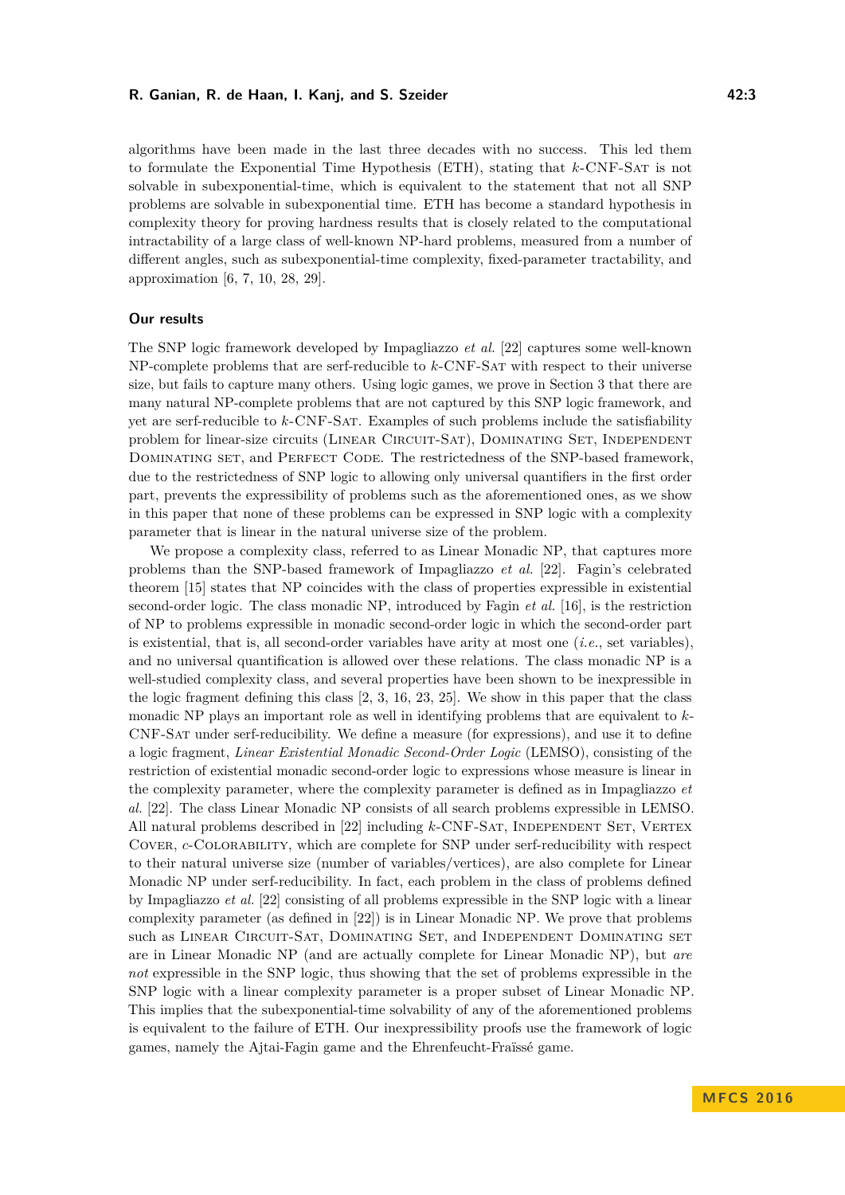algorithms have been made in the last three decades with no success. This led them to formulate the Exponential Time Hypothesis (ETH), stating that $k$-CNF-Sat is not solvable in subexponential-time, which is equivalent to the statement that not all SNP problems are solvable in subexponential time. ETH has become a standard hypothesis in complexity theory for proving hardness results that is closely related to the computational intractability of a large class of well-known NP-hard problems, measured from a number of different angles, such as subexponential-time complexity, fixed-parameter tractability, and approximation [6, 7, 10, 28, 29].

## Our results

The SNP logic framework developed by Impagliazzo *et al.* [22] captures some well-known NP-complete problems that are serf-reducible to $k$-CNF-Sat with respect to their universe size, but fails to capture many others. Using logic games, we prove in Section 3 that there are many natural NP-complete problems that are not captured by this SNP logic framework, and yet are serf-reducible to $k$-CNF-Sat. Examples of such problems include the satisfiability problem for linear-size circuits (Linear Circuit-Sat), Dominating Set, Independent Dominating set, and Perfect Code. The restrictedness of the SNP-based framework, due to the restrictedness of SNP logic to allowing only universal quantifiers in the first order part, prevents the expressibility of problems such as the aforementioned ones, as we show in this paper that none of these problems can be expressed in SNP logic with a complexity parameter that is linear in the natural universe size of the problem.

We propose a complexity class, referred to as Linear Monadic NP, that captures more problems than the SNP-based framework of Impagliazzo *et al.* [22]. Fagin's celebrated theorem [15] states that NP coincides with the class of properties expressible in existential second-order logic. The class monadic NP, introduced by Fagin *et al.* [16], is the restriction of NP to problems expressible in monadic second-order logic in which the second-order part is existential, that is, all second-order variables have arity at most one (*i.e.*, set variables), and no universal quantification is allowed over these relations. The class monadic NP is a well-studied complexity class, and several properties have been shown to be inexpressible in the logic fragment defining this class [2, 3, 16, 23, 25]. We show in this paper that the class monadic NP plays an important role as well in identifying problems that are equivalent to $k$-CNF-Sat under serf-reducibility. We define a measure (for expressions), and use it to define a logic fragment, *Linear Existential Monadic Second-Order Logic* (LEMSO), consisting of the restriction of existential monadic second-order logic to expressions whose measure is linear in the complexity parameter, where the complexity parameter is defined as in Impagliazzo *et al.* [22]. The class Linear Monadic NP consists of all search problems expressible in LEMSO. All natural problems described in [22] including $k$-CNF-Sat, Independent Set, Vertex Cover, $c$-Colorability, which are complete for SNP under serf-reducibility with respect to their natural universe size (number of variables/vertices), are also complete for Linear Monadic NP under serf-reducibility. In fact, each problem in the class of problems defined by Impagliazzo *et al.* [22] consisting of all problems expressible in the SNP logic with a linear complexity parameter (as defined in [22]) is in Linear Monadic NP. We prove that problems such as Linear Circuit-Sat, Dominating Set, and Independent Dominating set are in Linear Monadic NP (and are actually complete for Linear Monadic NP), but *are not* expressible in the SNP logic, thus showing that the set of problems expressible in the SNP logic with a linear complexity parameter is a proper subset of Linear Monadic NP. This implies that the subexponential-time solvability of any of the aforementioned problems is equivalent to the failure of ETH. Our inexpressibility proofs use the framework of logic games, namely the Ajtai-Fagin game and the Ehrenfeucht-Fraïssé game.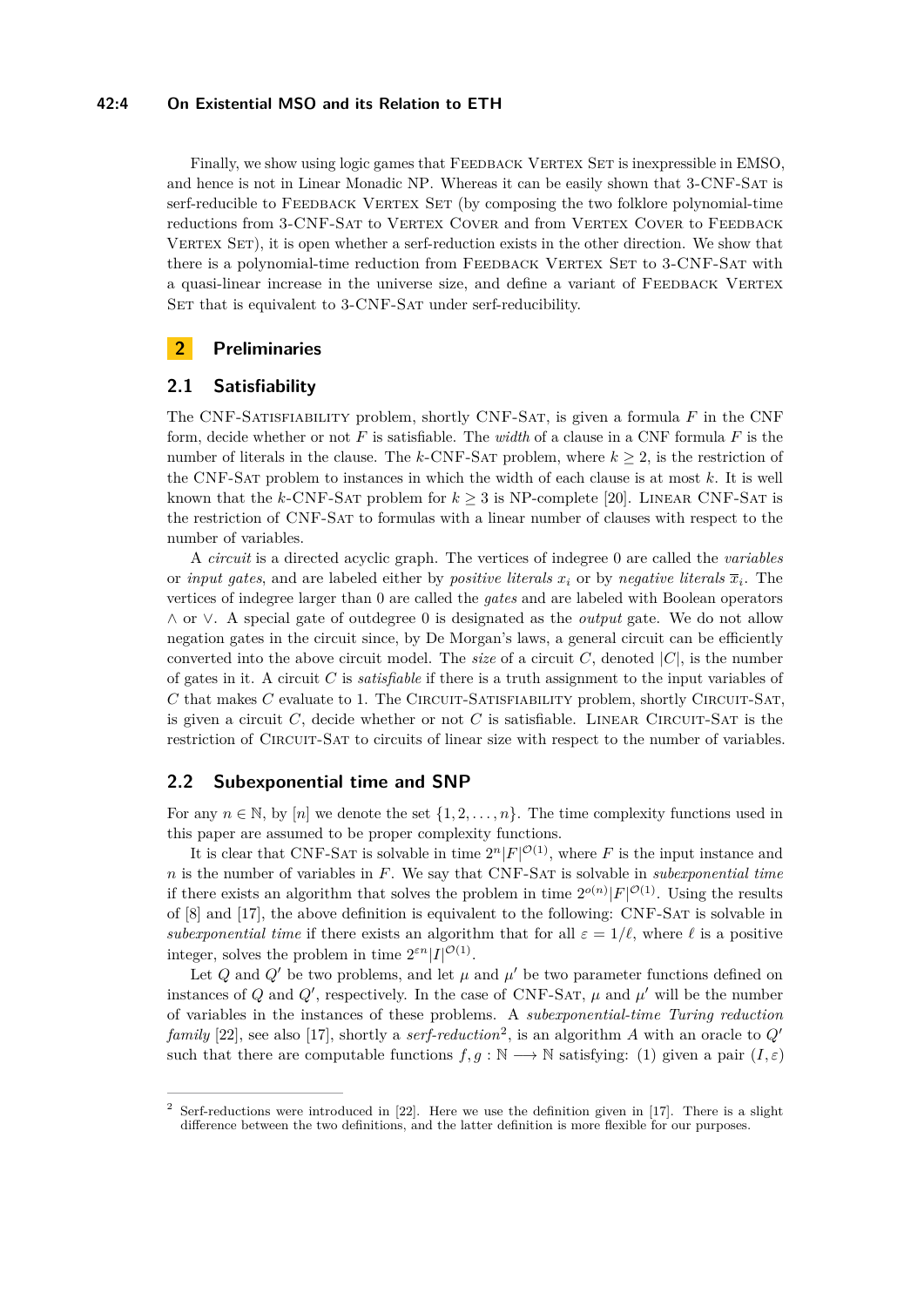Finally, we show using logic games that Feedback Vertex Set is inexpressible in EMSO, and hence is not in Linear Monadic NP. Whereas it can be easily shown that 3-CNF-Sat is serf-reducible to Feedback Vertex Set (by composing the two folklore polynomial-time reductions from 3-CNF-Sat to Vertex Cover and from Vertex Cover to Feedback Vertex Set), it is open whether a serf-reduction exists in the other direction. We show that there is a polynomial-time reduction from Feedback Vertex Set to 3-CNF-Sat with a quasi-linear increase in the universe size, and define a variant of Feedback Vertex Set that is equivalent to 3-CNF-Sat under serf-reducibility.

## 2 Preliminaries

### 2.1 Satisfiability

The CNF-Satisfiability problem, shortly CNF-Sat, is given a formula $F$ in the CNF form, decide whether or not $F$ is satisfiable. The *width* of a clause in a CNF formula $F$ is the number of literals in the clause. The $k$-CNF-Sat problem, where $k \geq 2$, is the restriction of the CNF-Sat problem to instances in which the width of each clause is at most $k$. It is well known that the $k$-CNF-Sat problem for $k \geq 3$ is NP-complete [20]. Linear CNF-Sat is the restriction of CNF-Sat to formulas with a linear number of clauses with respect to the number of variables.

A *circuit* is a directed acyclic graph. The vertices of indegree 0 are called the *variables* or *input gates*, and are labeled either by *positive literals* $x_i$ or by *negative literals* $\overline{x}_i$. The vertices of indegree larger than 0 are called the *gates* and are labeled with Boolean operators $\wedge$ or $\vee$. A special gate of outdegree 0 is designated as the *output* gate. We do not allow negation gates in the circuit since, by De Morgan's laws, a general circuit can be efficiently converted into the above circuit model. The *size* of a circuit $C$, denoted $|C|$, is the number of gates in it. A circuit $C$ is *satisfiable* if there is a truth assignment to the input variables of $C$ that makes $C$ evaluate to 1. The Circuit-Satisfiability problem, shortly Circuit-Sat, is given a circuit $C$, decide whether or not $C$ is satisfiable. Linear Circuit-Sat is the restriction of Circuit-Sat to circuits of linear size with respect to the number of variables.

### 2.2 Subexponential time and SNP

For any $n \in \mathbb{N}$, by $[n]$ we denote the set $\{1, 2, \ldots, n\}$. The time complexity functions used in this paper are assumed to be proper complexity functions.

It is clear that CNF-Sat is solvable in time $2^n|F|^{\mathcal{O}(1)}$, where $F$ is the input instance and $n$ is the number of variables in $F$. We say that CNF-Sat is solvable in *subexponential time* if there exists an algorithm that solves the problem in time $2^{o(n)}|F|^{\mathcal{O}(1)}$. Using the results of [8] and [17], the above definition is equivalent to the following: CNF-Sat is solvable in *subexponential time* if there exists an algorithm that for all $\varepsilon = 1/\ell$, where $\ell$ is a positive integer, solves the problem in time $2^{\varepsilon n}|I|^{\mathcal{O}(1)}$.

Let $Q$ and $Q'$ be two problems, and let $\mu$ and $\mu'$ be two parameter functions defined on instances of $Q$ and $Q'$, respectively. In the case of CNF-Sat, $\mu$ and $\mu'$ will be the number of variables in the instances of these problems. A *subexponential-time Turing reduction family* [22], see also [17], shortly a *serf-reduction*[2], is an algorithm $A$ with an oracle to $Q'$ such that there are computable functions $f, g : \mathbb{N} \longrightarrow \mathbb{N}$ satisfying: (1) given a pair $(I, \varepsilon)$

[2] Serf-reductions were introduced in [22]. Here we use the definition given in [17]. There is a slight difference between the two definitions, and the latter definition is more flexible for our purposes.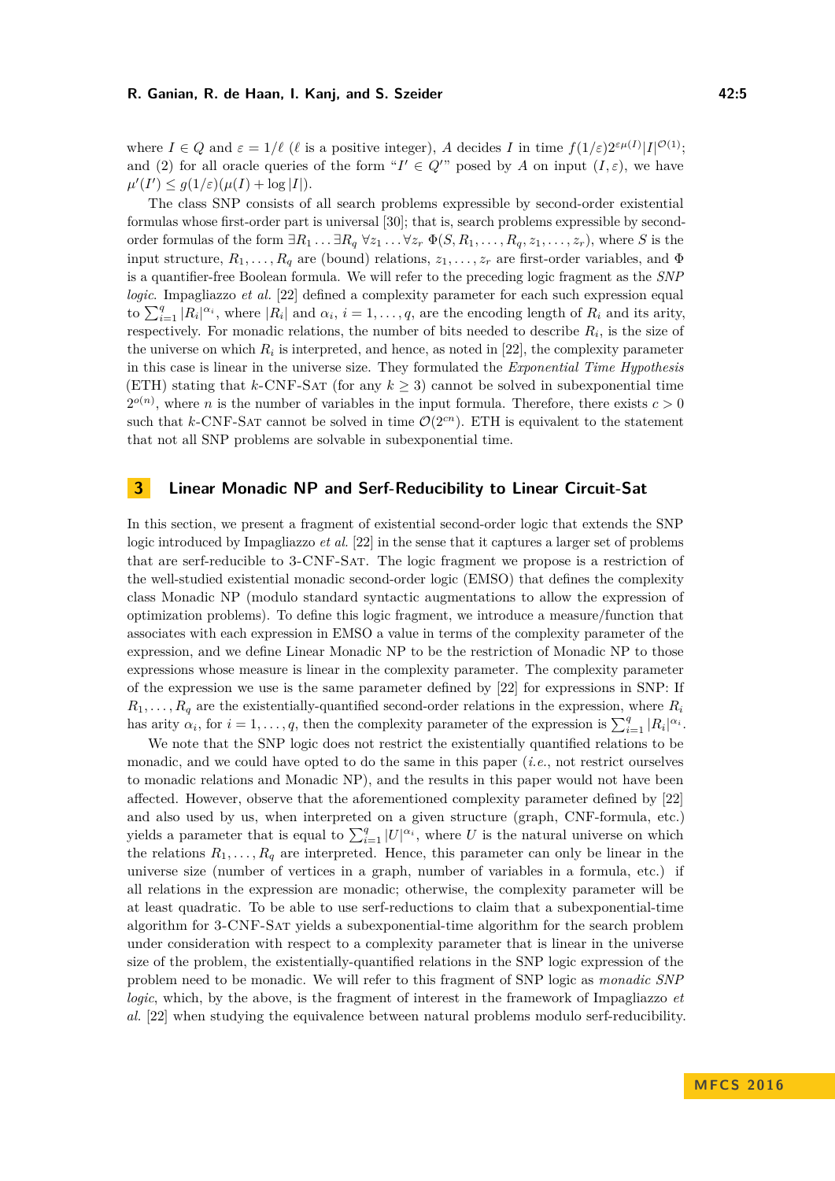where $I \in Q$ and $\varepsilon = 1/\ell$ ($\ell$ is a positive integer), $A$ decides $I$ in time $f(1/\varepsilon)2^{\varepsilon\mu(I)}|I|^{\mathcal{O}(1)}$; and (2) for all oracle queries of the form "$I' \in Q'$" posed by $A$ on input $(I, \varepsilon)$, we have $\mu'(I') \leq g(1/\varepsilon)(\mu(I) + \log |I|)$.

The class SNP consists of all search problems expressible by second-order existential formulas whose first-order part is universal [30]; that is, search problems expressible by second-order formulas of the form $\exists R_1 \ldots \exists R_q \, \forall z_1 \ldots \forall z_r \; \Phi(S, R_1, \ldots, R_q, z_1, \ldots, z_r)$, where $S$ is the input structure, $R_1, \ldots, R_q$ are (bound) relations, $z_1, \ldots, z_r$ are first-order variables, and $\Phi$ is a quantifier-free Boolean formula. We will refer to the preceding logic fragment as the *SNP logic*. Impagliazzo *et al.* [22] defined a complexity parameter for each such expression equal to $\sum_{i=1}^{q} |R_i|^{\alpha_i}$, where $|R_i|$ and $\alpha_i$, $i = 1, \ldots, q$, are the encoding length of $R_i$ and its arity, respectively. For monadic relations, the number of bits needed to describe $R_i$, is the size of the universe on which $R_i$ is interpreted, and hence, as noted in [22], the complexity parameter in this case is linear in the universe size. They formulated the *Exponential Time Hypothesis* (ETH) stating that $k$-CNF-Sat (for any $k \geq 3$) cannot be solved in subexponential time $2^{o(n)}$, where $n$ is the number of variables in the input formula. Therefore, there exists $c > 0$ such that $k$-CNF-Sat cannot be solved in time $\mathcal{O}(2^{cn})$. ETH is equivalent to the statement that not all SNP problems are solvable in subexponential time.

## 3 Linear Monadic NP and Serf-Reducibility to Linear Circuit-Sat

In this section, we present a fragment of existential second-order logic that extends the SNP logic introduced by Impagliazzo *et al.* [22] in the sense that it captures a larger set of problems that are serf-reducible to 3-CNF-Sat. The logic fragment we propose is a restriction of the well-studied existential monadic second-order logic (EMSO) that defines the complexity class Monadic NP (modulo standard syntactic augmentations to allow the expression of optimization problems). To define this logic fragment, we introduce a measure/function that associates with each expression in EMSO a value in terms of the complexity parameter of the expression, and we define Linear Monadic NP to be the restriction of Monadic NP to those expressions whose measure is linear in the complexity parameter. The complexity parameter of the expression we use is the same parameter defined by [22] for expressions in SNP: If $R_1, \ldots, R_q$ are the existentially-quantified second-order relations in the expression, where $R_i$ has arity $\alpha_i$, for $i = 1, \ldots, q$, then the complexity parameter of the expression is $\sum_{i=1}^{q} |R_i|^{\alpha_i}$.

We note that the SNP logic does not restrict the existentially quantified relations to be monadic, and we could have opted to do the same in this paper (*i.e.*, not restrict ourselves to monadic relations and Monadic NP), and the results in this paper would not have been affected. However, observe that the aforementioned complexity parameter defined by [22] and also used by us, when interpreted on a given structure (graph, CNF-formula, etc.) yields a parameter that is equal to $\sum_{i=1}^{q} |U|^{\alpha_i}$, where $U$ is the natural universe on which the relations $R_1, \ldots, R_q$ are interpreted. Hence, this parameter can only be linear in the universe size (number of vertices in a graph, number of variables in a formula, etc.) if all relations in the expression are monadic; otherwise, the complexity parameter will be at least quadratic. To be able to use serf-reductions to claim that a subexponential-time algorithm for 3-CNF-Sat yields a subexponential-time algorithm for the search problem under consideration with respect to a complexity parameter that is linear in the universe size of the problem, the existentially-quantified relations in the SNP logic expression of the problem need to be monadic. We will refer to this fragment of SNP logic as *monadic SNP logic*, which, by the above, is the fragment of interest in the framework of Impagliazzo *et al.* [22] when studying the equivalence between natural problems modulo serf-reducibility.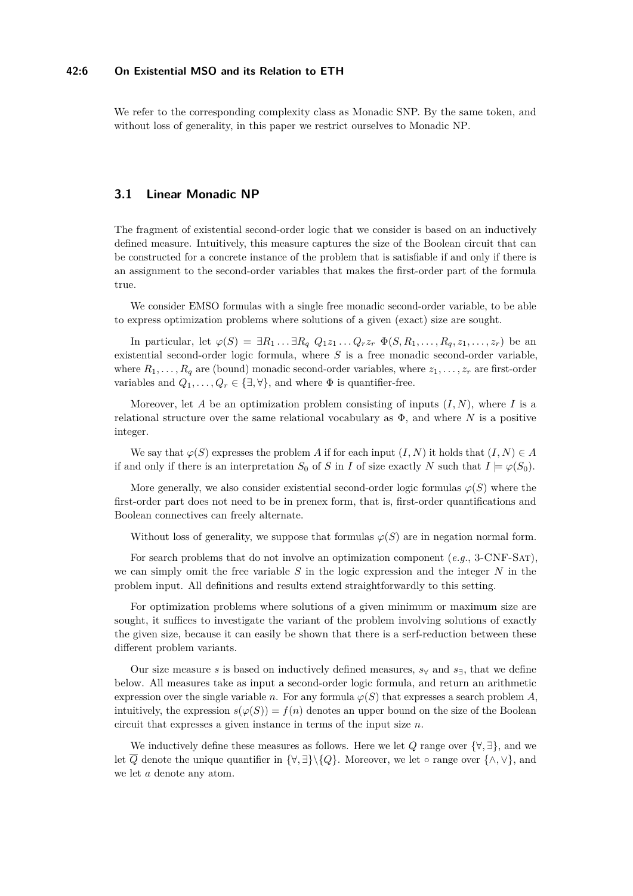We refer to the corresponding complexity class as Monadic SNP. By the same token, and without loss of generality, in this paper we restrict ourselves to Monadic NP.

## 3.1 Linear Monadic NP

The fragment of existential second-order logic that we consider is based on an inductively defined measure. Intuitively, this measure captures the size of the Boolean circuit that can be constructed for a concrete instance of the problem that is satisfiable if and only if there is an assignment to the second-order variables that makes the first-order part of the formula true.

We consider EMSO formulas with a single free monadic second-order variable, to be able to express optimization problems where solutions of a given (exact) size are sought.

In particular, let $\varphi(S) = \exists R_1 \ldots \exists R_q \; Q_1 z_1 \ldots Q_r z_r \; \Phi(S, R_1, \ldots, R_q, z_1, \ldots, z_r)$ be an existential second-order logic formula, where $S$ is a free monadic second-order variable, where $R_1, \ldots, R_q$ are (bound) monadic second-order variables, where $z_1, \ldots, z_r$ are first-order variables and $Q_1, \ldots, Q_r \in \{\exists, \forall\}$, and where $\Phi$ is quantifier-free.

Moreover, let $A$ be an optimization problem consisting of inputs $(I, N)$, where $I$ is a relational structure over the same relational vocabulary as $\Phi$, and where $N$ is a positive integer.

We say that $\varphi(S)$ expresses the problem $A$ if for each input $(I, N)$ it holds that $(I, N) \in A$ if and only if there is an interpretation $S_0$ of $S$ in $I$ of size exactly $N$ such that $I \models \varphi(S_0)$.

More generally, we also consider existential second-order logic formulas $\varphi(S)$ where the first-order part does not need to be in prenex form, that is, first-order quantifications and Boolean connectives can freely alternate.

Without loss of generality, we suppose that formulas $\varphi(S)$ are in negation normal form.

For search problems that do not involve an optimization component (*e.g.*, 3-CNF-SAT), we can simply omit the free variable $S$ in the logic expression and the integer $N$ in the problem input. All definitions and results extend straightforwardly to this setting.

For optimization problems where solutions of a given minimum or maximum size are sought, it suffices to investigate the variant of the problem involving solutions of exactly the given size, because it can easily be shown that there is a serf-reduction between these different problem variants.

Our size measure $s$ is based on inductively defined measures, $s_\forall$ and $s_\exists$, that we define below. All measures take as input a second-order logic formula, and return an arithmetic expression over the single variable $n$. For any formula $\varphi(S)$ that expresses a search problem $A$, intuitively, the expression $s(\varphi(S)) = f(n)$ denotes an upper bound on the size of the Boolean circuit that expresses a given instance in terms of the input size $n$.

We inductively define these measures as follows. Here we let $Q$ range over $\{\forall, \exists\}$, and we let $\overline{Q}$ denote the unique quantifier in $\{\forall, \exists\} \backslash \{Q\}$. Moreover, we let $\circ$ range over $\{\wedge, \vee\}$, and we let $a$ denote any atom.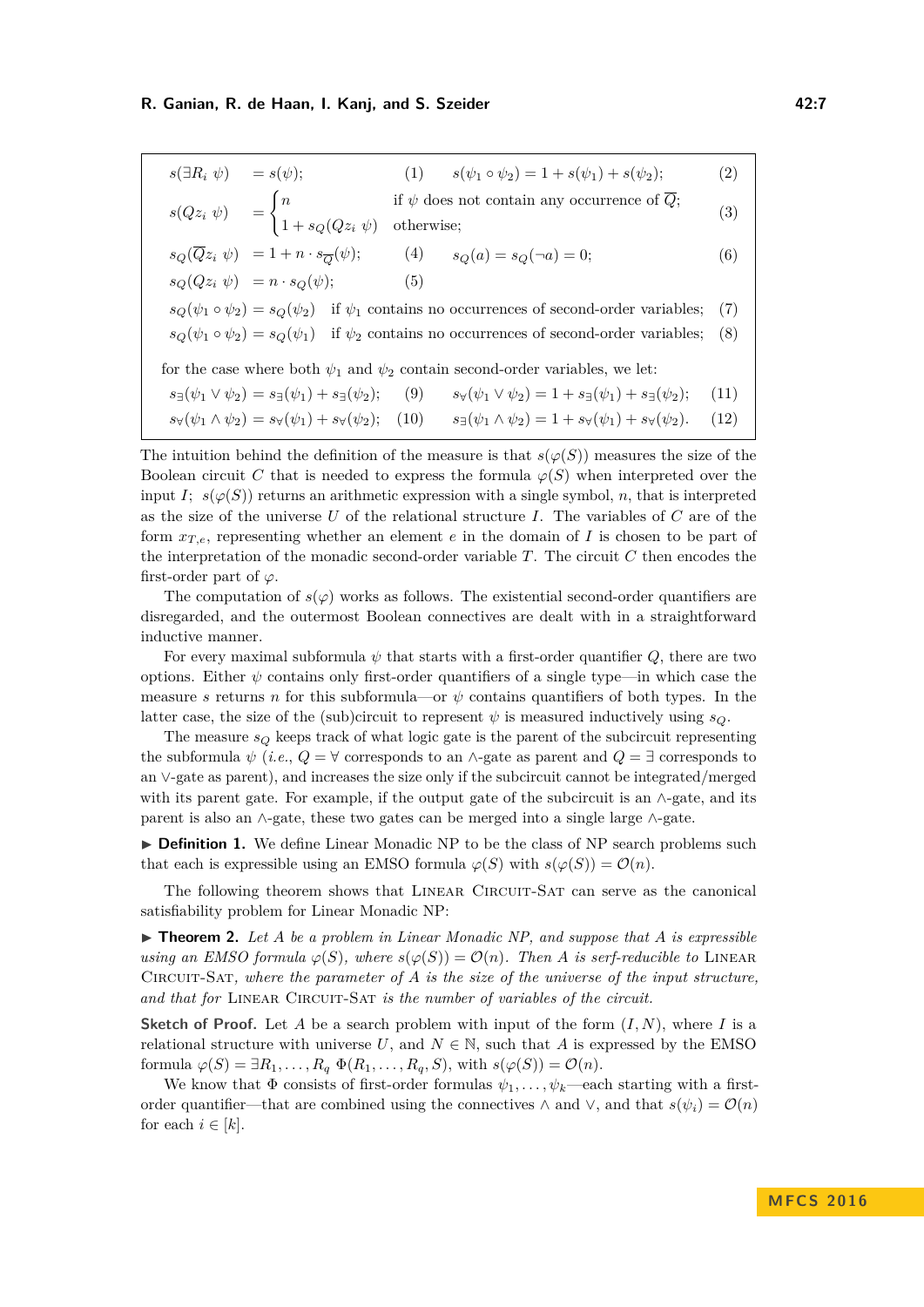$$s(\exists R_i\ \psi) = s(\psi); \qquad (1) \qquad s(\psi_1 \circ \psi_2) = 1 + s(\psi_1) + s(\psi_2); \qquad (2)$$

$$s(Qz_i\ \psi) = \begin{cases} n & \text{if } \psi \text{ does not contain any occurrence of } \overline{Q}; \\ 1 + s_Q(Qz_i\ \psi) & \text{otherwise;} \end{cases} \qquad (3)$$

$$s_Q(\overline{Q}z_i\ \psi) = 1 + n \cdot s_{\overline{Q}}(\psi); \qquad (4) \qquad s_Q(a) = s_Q(\neg a) = 0; \qquad (6)$$

$$s_Q(Qz_i\ \psi) = n \cdot s_Q(\psi); \qquad (5)$$

$$s_Q(\psi_1 \circ \psi_2) = s_Q(\psi_2) \quad \text{if } \psi_1 \text{ contains no occurrences of second-order variables;} \qquad (7)$$

$$s_Q(\psi_1 \circ \psi_2) = s_Q(\psi_1) \quad \text{if } \psi_2 \text{ contains no occurrences of second-order variables;} \qquad (8)$$

for the case where both $\psi_1$ and $\psi_2$ contain second-order variables, we let:

$$s_\exists(\psi_1 \vee \psi_2) = s_\exists(\psi_1) + s_\exists(\psi_2); \qquad (9) \qquad s_\forall(\psi_1 \vee \psi_2) = 1 + s_\exists(\psi_1) + s_\exists(\psi_2); \qquad (11)$$

$$s_\forall(\psi_1 \wedge \psi_2) = s_\forall(\psi_1) + s_\forall(\psi_2); \qquad (10) \qquad s_\exists(\psi_1 \wedge \psi_2) = 1 + s_\forall(\psi_1) + s_\forall(\psi_2). \qquad (12)$$

The intuition behind the definition of the measure is that $s(\varphi(S))$ measures the size of the Boolean circuit $C$ that is needed to express the formula $\varphi(S)$ when interpreted over the input $I$; $s(\varphi(S))$ returns an arithmetic expression with a single symbol, $n$, that is interpreted as the size of the universe $U$ of the relational structure $I$. The variables of $C$ are of the form $x_{T,e}$, representing whether an element $e$ in the domain of $I$ is chosen to be part of the interpretation of the monadic second-order variable $T$. The circuit $C$ then encodes the first-order part of $\varphi$.

The computation of $s(\varphi)$ works as follows. The existential second-order quantifiers are disregarded, and the outermost Boolean connectives are dealt with in a straightforward inductive manner.

For every maximal subformula $\psi$ that starts with a first-order quantifier $Q$, there are two options. Either $\psi$ contains only first-order quantifiers of a single type—in which case the measure $s$ returns $n$ for this subformula—or $\psi$ contains quantifiers of both types. In the latter case, the size of the (sub)circuit to represent $\psi$ is measured inductively using $s_Q$.

The measure $s_Q$ keeps track of what logic gate is the parent of the subcircuit representing the subformula $\psi$ (*i.e.*, $Q = \forall$ corresponds to an $\wedge$-gate as parent and $Q = \exists$ corresponds to an $\vee$-gate as parent), and increases the size only if the subcircuit cannot be integrated/merged with its parent gate. For example, if the output gate of the subcircuit is an $\wedge$-gate, and its parent is also an $\wedge$-gate, these two gates can be merged into a single large $\wedge$-gate.

▶ **Definition 1.** We define Linear Monadic NP to be the class of NP search problems such that each is expressible using an EMSO formula $\varphi(S)$ with $s(\varphi(S)) = \mathcal{O}(n)$.

The following theorem shows that Linear Circuit-Sat can serve as the canonical satisfiability problem for Linear Monadic NP:

▶ **Theorem 2.** *Let $A$ be a problem in Linear Monadic NP, and suppose that $A$ is expressible using an EMSO formula $\varphi(S)$, where $s(\varphi(S)) = \mathcal{O}(n)$. Then $A$ is serf-reducible to Linear Circuit-Sat, where the parameter of $A$ is the size of the universe of the input structure, and that for Linear Circuit-Sat is the number of variables of the circuit.*

**Sketch of Proof.** Let $A$ be a search problem with input of the form $(I, N)$, where $I$ is a relational structure with universe $U$, and $N \in \mathbb{N}$, such that $A$ is expressed by the EMSO formula $\varphi(S) = \exists R_1, \ldots, R_q\ \Phi(R_1, \ldots, R_q, S)$, with $s(\varphi(S)) = \mathcal{O}(n)$.

We know that $\Phi$ consists of first-order formulas $\psi_1, \ldots, \psi_k$—each starting with a first-order quantifier—that are combined using the connectives $\wedge$ and $\vee$, and that $s(\psi_i) = \mathcal{O}(n)$ for each $i \in [k]$.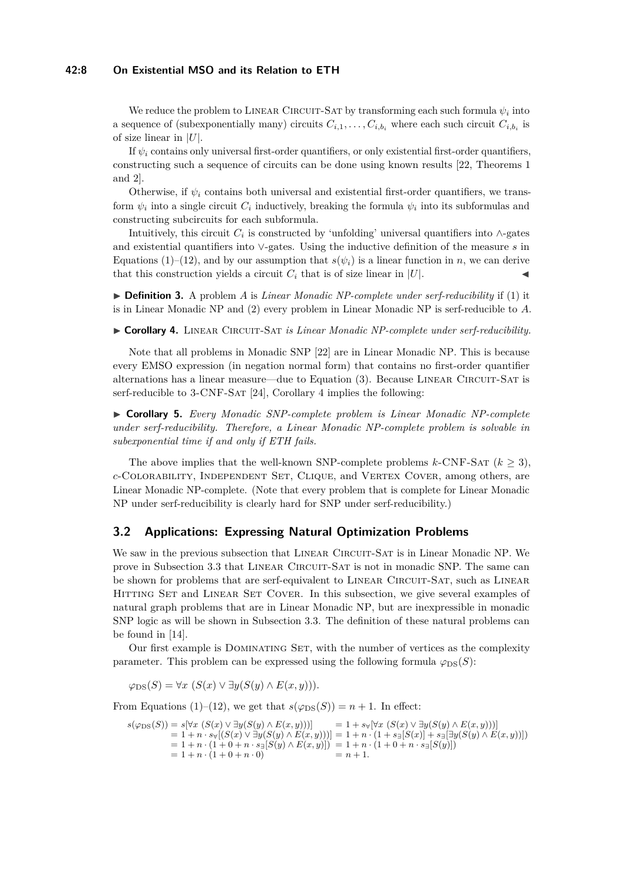We reduce the problem to Linear Circuit-Sat by transforming each such formula $\psi_i$ into a sequence of (subexponentially many) circuits $C_{i,1}, \dots, C_{i,b_i}$ where each such circuit $C_{i,b_i}$ is of size linear in $|U|$.

If $\psi_i$ contains only universal first-order quantifiers, or only existential first-order quantifiers, constructing such a sequence of circuits can be done using known results [22, Theorems 1 and 2].

Otherwise, if $\psi_i$ contains both universal and existential first-order quantifiers, we transform $\psi_i$ into a single circuit $C_i$ inductively, breaking the formula $\psi_i$ into its subformulas and constructing subcircuits for each subformula.

Intuitively, this circuit $C_i$ is constructed by 'unfolding' universal quantifiers into $\wedge$-gates and existential quantifiers into $\vee$-gates. Using the inductive definition of the measure $s$ in Equations (1)–(12), and by our assumption that $s(\psi_i)$ is a linear function in $n$, we can derive that this construction yields a circuit $C_i$ that is of size linear in $|U|$. ◀

▶ **Definition 3.** A problem $A$ is *Linear Monadic NP-complete under serf-reducibility* if (1) it is in Linear Monadic NP and (2) every problem in Linear Monadic NP is serf-reducible to $A$.

▶ **Corollary 4.** Linear Circuit-Sat *is Linear Monadic NP-complete under serf-reducibility.*

Note that all problems in Monadic SNP [22] are in Linear Monadic NP. This is because every EMSO expression (in negation normal form) that contains no first-order quantifier alternations has a linear measure—due to Equation (3). Because Linear Circuit-Sat is serf-reducible to 3-CNF-Sat [24], Corollary 4 implies the following:

▶ **Corollary 5.** *Every Monadic SNP-complete problem is Linear Monadic NP-complete under serf-reducibility. Therefore, a Linear Monadic NP-complete problem is solvable in subexponential time if and only if ETH fails.*

The above implies that the well-known SNP-complete problems $k$-CNF-Sat ($k \geq 3$), $c$-Colorability, Independent Set, Clique, and Vertex Cover, among others, are Linear Monadic NP-complete. (Note that every problem that is complete for Linear Monadic NP under serf-reducibility is clearly hard for SNP under serf-reducibility.)

## 3.2 Applications: Expressing Natural Optimization Problems

We saw in the previous subsection that Linear Circuit-Sat is in Linear Monadic NP. We prove in Subsection 3.3 that Linear Circuit-Sat is not in monadic SNP. The same can be shown for problems that are serf-equivalent to Linear Circuit-Sat, such as Linear Hitting Set and Linear Set Cover. In this subsection, we give several examples of natural graph problems that are in Linear Monadic NP, but are inexpressible in monadic SNP logic as will be shown in Subsection 3.3. The definition of these natural problems can be found in [14].

Our first example is Dominating Set, with the number of vertices as the complexity parameter. This problem can be expressed using the following formula $\varphi_{\mathrm{DS}}(S)$:

$$\varphi_{\mathrm{DS}}(S) = \forall x\ (S(x) \vee \exists y(S(y) \wedge E(x, y))).$$

From Equations (1)–(12), we get that $s(\varphi_{\mathrm{DS}}(S)) = n + 1$. In effect:

$$\begin{aligned}
s(\varphi_{\mathrm{DS}}(S)) &= s[\forall x\ (S(x) \vee \exists y(S(y) \wedge E(x, y)))] &&= 1 + s_\forall[\forall x\ (S(x) \vee \exists y(S(y) \wedge E(x, y)))] \\
&= 1 + n \cdot s_\forall[(S(x) \vee \exists y(S(y) \wedge E(x, y)))] &&= 1 + n \cdot (1 + s_\exists[S(x)] + s_\exists[\exists y(S(y) \wedge E(x, y))]) \\
&= 1 + n \cdot (1 + 0 + n \cdot s_\exists[S(y) \wedge E(x, y)]) &&= 1 + n \cdot (1 + 0 + n \cdot s_\exists[S(y)]) \\
&= 1 + n \cdot (1 + 0 + n \cdot 0) &&= n + 1.
\end{aligned}$$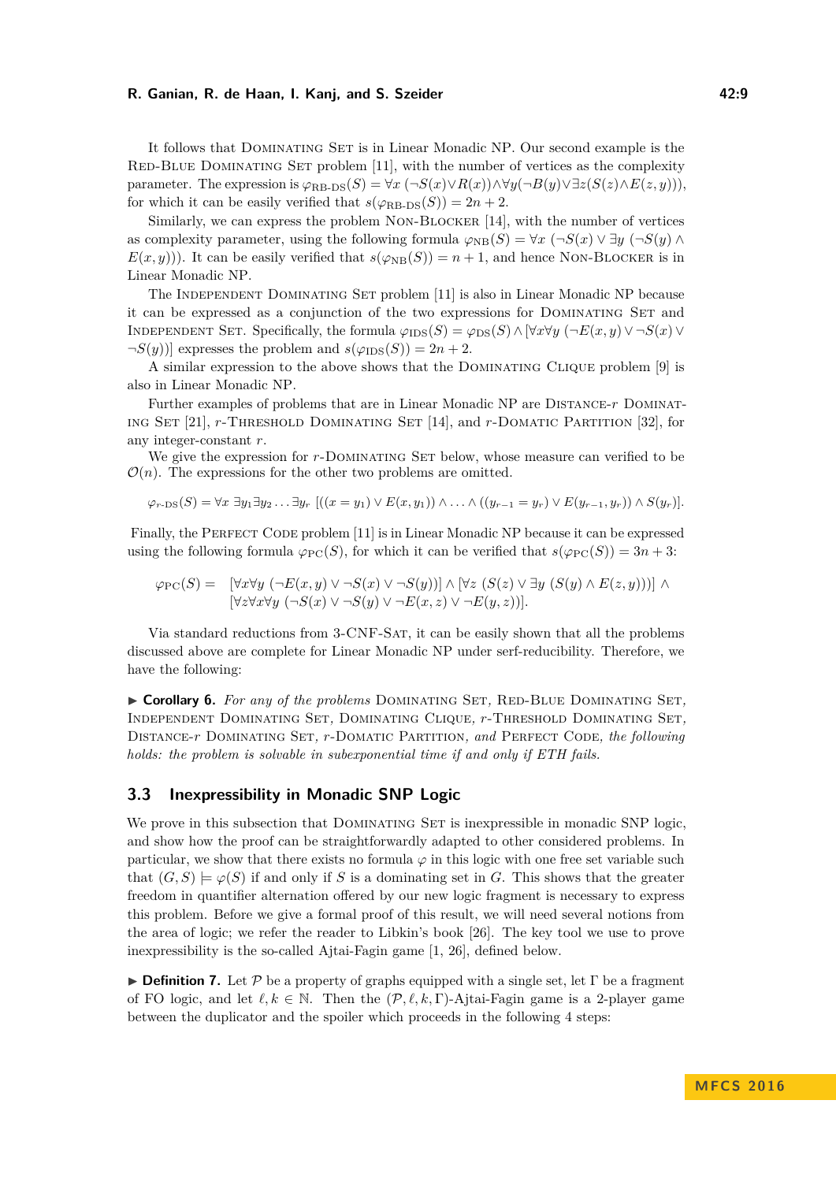It follows that Dominating Set is in Linear Monadic NP. Our second example is the Red-Blue Dominating Set problem [11], with the number of vertices as the complexity parameter. The expression is $\varphi_{\text{RB-DS}}(S) = \forall x\ (\neg S(x) \vee R(x)) \wedge \forall y (\neg B(y) \vee \exists z (S(z) \wedge E(z, y)))$, for which it can be easily verified that $s(\varphi_{\text{RB-DS}}(S)) = 2n + 2$.

Similarly, we can express the problem Non-Blocker [14], with the number of vertices as complexity parameter, using the following formula $\varphi_{\text{NB}}(S) = \forall x\ (\neg S(x) \vee \exists y\ (\neg S(y) \wedge E(x, y)))$. It can be easily verified that $s(\varphi_{\text{NB}}(S)) = n + 1$, and hence Non-Blocker is in Linear Monadic NP.

The Independent Dominating Set problem [11] is also in Linear Monadic NP because it can be expressed as a conjunction of the two expressions for Dominating Set and Independent Set. Specifically, the formula $\varphi_{\text{IDS}}(S) = \varphi_{\text{DS}}(S) \wedge [\forall x \forall y\ (\neg E(x, y) \vee \neg S(x) \vee \neg S(y))]$ expresses the problem and $s(\varphi_{\text{IDS}}(S)) = 2n + 2$.

A similar expression to the above shows that the Dominating Clique problem [9] is also in Linear Monadic NP.

Further examples of problems that are in Linear Monadic NP are Distance-$r$ Dominating Set [21], $r$-Threshold Dominating Set [14], and $r$-Domatic Partition [32], for any integer-constant $r$.

We give the expression for $r$-Dominating Set below, whose measure can verified to be $\mathcal{O}(n)$. The expressions for the other two problems are omitted.

$$\varphi_{r\text{-DS}}(S) = \forall x\ \exists y_1 \exists y_2 \ldots \exists y_r\ [((x = y_1) \vee E(x, y_1)) \wedge \ldots \wedge ((y_{r-1} = y_r) \vee E(y_{r-1}, y_r)) \wedge S(y_r)].$$

Finally, the Perfect Code problem [11] is in Linear Monadic NP because it can be expressed using the following formula $\varphi_{\text{PC}}(S)$, for which it can be verified that $s(\varphi_{\text{PC}}(S)) = 3n + 3$:

$$\begin{aligned}\varphi_{\text{PC}}(S) = \quad & [\forall x \forall y\ (\neg E(x, y) \vee \neg S(x) \vee \neg S(y))] \wedge [\forall z\ (S(z) \vee \exists y\ (S(y) \wedge E(z, y)))] \wedge \\ & [\forall z \forall x \forall y\ (\neg S(x) \vee \neg S(y) \vee \neg E(x, z) \vee \neg E(y, z))].\end{aligned}$$

Via standard reductions from 3-CNF-Sat, it can be easily shown that all the problems discussed above are complete for Linear Monadic NP under serf-reducibility. Therefore, we have the following:

▶ **Corollary 6.** *For any of the problems* Dominating Set, Red-Blue Dominating Set, Independent Dominating Set, Dominating Clique, $r$-Threshold Dominating Set, Distance-$r$ Dominating Set, $r$-Domatic Partition, *and* Perfect Code, *the following holds: the problem is solvable in subexponential time if and only if ETH fails.*

## 3.3 Inexpressibility in Monadic SNP Logic

We prove in this subsection that Dominating Set is inexpressible in monadic SNP logic, and show how the proof can be straightforwardly adapted to other considered problems. In particular, we show that there exists no formula $\varphi$ in this logic with one free set variable such that $(G, S) \models \varphi(S)$ if and only if $S$ is a dominating set in $G$. This shows that the greater freedom in quantifier alternation offered by our new logic fragment is necessary to express this problem. Before we give a formal proof of this result, we will need several notions from the area of logic; we refer the reader to Libkin's book [26]. The key tool we use to prove inexpressibility is the so-called Ajtai-Fagin game [1, 26], defined below.

▶ **Definition 7.** Let $\mathcal{P}$ be a property of graphs equipped with a single set, let $\Gamma$ be a fragment of FO logic, and let $\ell, k \in \mathbb{N}$. Then the $(\mathcal{P}, \ell, k, \Gamma)$-Ajtai-Fagin game is a 2-player game between the duplicator and the spoiler which proceeds in the following 4 steps: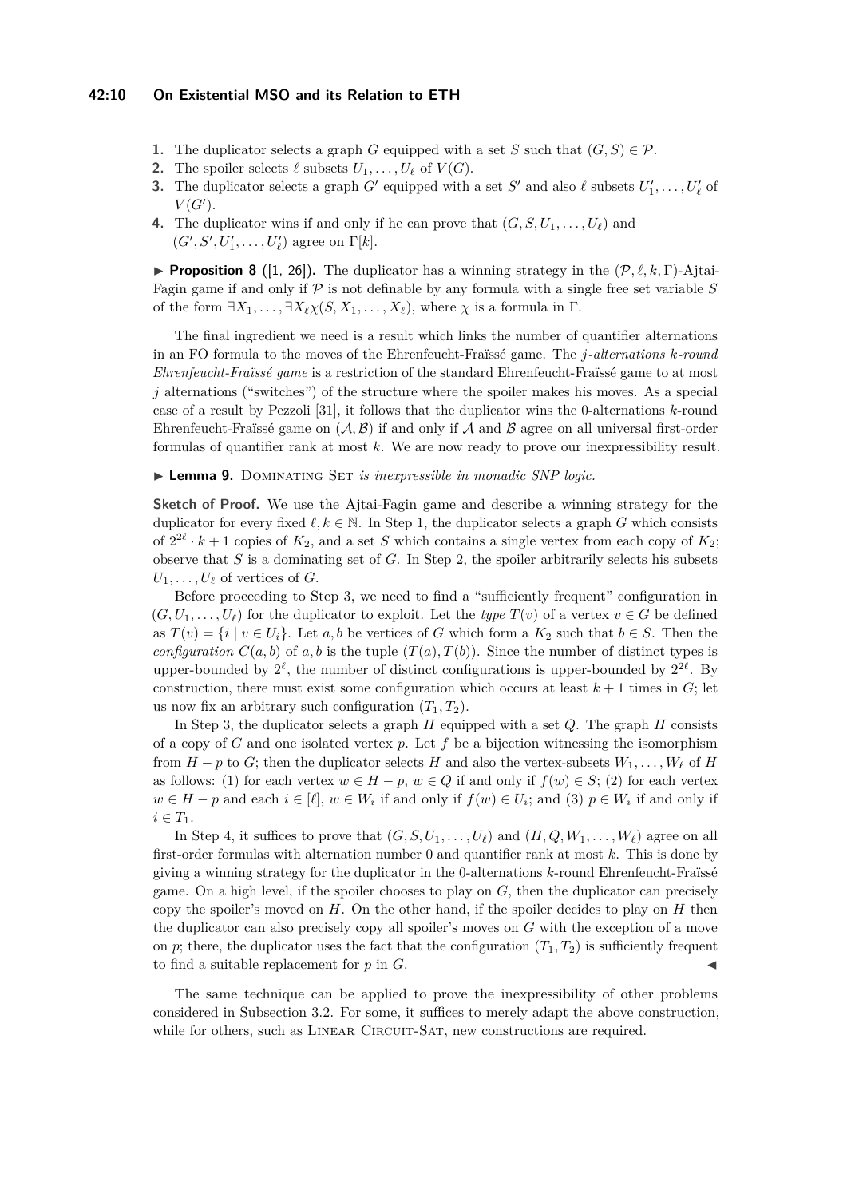1. The duplicator selects a graph $G$ equipped with a set $S$ such that $(G, S) \in \mathcal{P}$.
2. The spoiler selects $\ell$ subsets $U_1, \ldots, U_\ell$ of $V(G)$.
3. The duplicator selects a graph $G'$ equipped with a set $S'$ and also $\ell$ subsets $U'_1, \ldots, U'_\ell$ of $V(G')$.
4. The duplicator wins if and only if he can prove that $(G, S, U_1, \ldots, U_\ell)$ and $(G', S', U'_1, \ldots, U'_\ell)$ agree on $\Gamma[k]$.

▶ **Proposition 8** ([1, 26])**.** The duplicator has a winning strategy in the $(\mathcal{P}, \ell, k, \Gamma)$-Ajtai-Fagin game if and only if $\mathcal{P}$ is not definable by any formula with a single free set variable $S$ of the form $\exists X_1, \ldots, \exists X_\ell \chi(S, X_1, \ldots, X_\ell)$, where $\chi$ is a formula in $\Gamma$.

The final ingredient we need is a result which links the number of quantifier alternations in an FO formula to the moves of the Ehrenfeucht-Fraïssé game. The *$j$-alternations $k$-round Ehrenfeucht-Fraïssé game* is a restriction of the standard Ehrenfeucht-Fraïssé game to at most $j$ alternations ("switches") of the structure where the spoiler makes his moves. As a special case of a result by Pezzoli [31], it follows that the duplicator wins the 0-alternations $k$-round Ehrenfeucht-Fraïssé game on $(\mathcal{A}, \mathcal{B})$ if and only if $\mathcal{A}$ and $\mathcal{B}$ agree on all universal first-order formulas of quantifier rank at most $k$. We are now ready to prove our inexpressibility result.

▶ **Lemma 9.** Dominating Set *is inexpressible in monadic SNP logic.*

**Sketch of Proof.** We use the Ajtai-Fagin game and describe a winning strategy for the duplicator for every fixed $\ell, k \in \mathbb{N}$. In Step 1, the duplicator selects a graph $G$ which consists of $2^{2\ell} \cdot k + 1$ copies of $K_2$, and a set $S$ which contains a single vertex from each copy of $K_2$; observe that $S$ is a dominating set of $G$. In Step 2, the spoiler arbitrarily selects his subsets $U_1, \ldots, U_\ell$ of vertices of $G$.

Before proceeding to Step 3, we need to find a "sufficiently frequent" configuration in $(G, U_1, \ldots, U_\ell)$ for the duplicator to exploit. Let the *type* $T(v)$ of a vertex $v \in G$ be defined as $T(v) = \{i \mid v \in U_i\}$. Let $a, b$ be vertices of $G$ which form a $K_2$ such that $b \in S$. Then the *configuration* $C(a, b)$ of $a, b$ is the tuple $(T(a), T(b))$. Since the number of distinct types is upper-bounded by $2^\ell$, the number of distinct configurations is upper-bounded by $2^{2\ell}$. By construction, there must exist some configuration which occurs at least $k + 1$ times in $G$; let us now fix an arbitrary such configuration $(T_1, T_2)$.

In Step 3, the duplicator selects a graph $H$ equipped with a set $Q$. The graph $H$ consists of a copy of $G$ and one isolated vertex $p$. Let $f$ be a bijection witnessing the isomorphism from $H - p$ to $G$; then the duplicator selects $H$ and also the vertex-subsets $W_1, \ldots, W_\ell$ of $H$ as follows: (1) for each vertex $w \in H - p$, $w \in Q$ if and only if $f(w) \in S$; (2) for each vertex $w \in H - p$ and each $i \in [\ell]$, $w \in W_i$ if and only if $f(w) \in U_i$; and (3) $p \in W_i$ if and only if $i \in T_1$.

In Step 4, it suffices to prove that $(G, S, U_1, \ldots, U_\ell)$ and $(H, Q, W_1, \ldots, W_\ell)$ agree on all first-order formulas with alternation number 0 and quantifier rank at most $k$. This is done by giving a winning strategy for the duplicator in the 0-alternations $k$-round Ehrenfeucht-Fraïssé game. On a high level, if the spoiler chooses to play on $G$, then the duplicator can precisely copy the spoiler's moved on $H$. On the other hand, if the spoiler decides to play on $H$ then the duplicator can also precisely copy all spoiler's moves on $G$ with the exception of a move on $p$; there, the duplicator uses the fact that the configuration $(T_1, T_2)$ is sufficiently frequent to find a suitable replacement for $p$ in $G$. ◀

The same technique can be applied to prove the inexpressibility of other problems considered in Subsection 3.2. For some, it suffices to merely adapt the above construction, while for others, such as Linear Circuit-Sat, new constructions are required.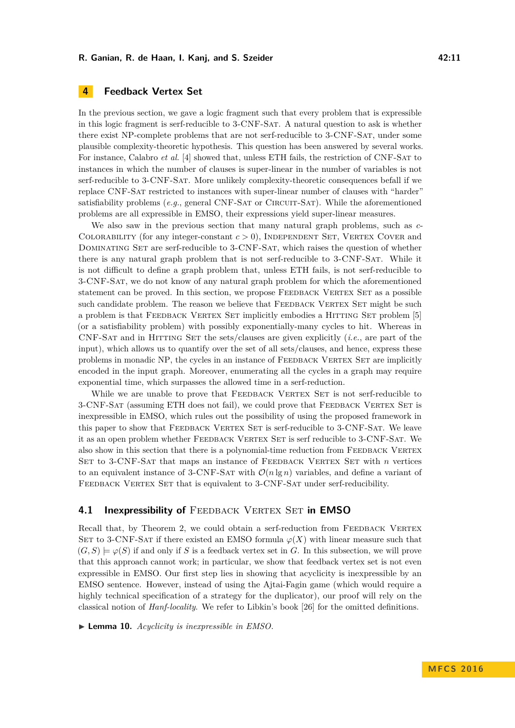## 4 Feedback Vertex Set

In the previous section, we gave a logic fragment such that every problem that is expressible in this logic fragment is serf-reducible to 3-CNF-Sat. A natural question to ask is whether there exist NP-complete problems that are not serf-reducible to 3-CNF-Sat, under some plausible complexity-theoretic hypothesis. This question has been answered by several works. For instance, Calabro *et al.* [4] showed that, unless ETH fails, the restriction of CNF-Sat to instances in which the number of clauses is super-linear in the number of variables is not serf-reducible to 3-CNF-Sat. More unlikely complexity-theoretic consequences befall if we replace CNF-Sat restricted to instances with super-linear number of clauses with "harder" satisfiability problems (*e.g.*, general CNF-Sat or Circuit-Sat). While the aforementioned problems are all expressible in EMSO, their expressions yield super-linear measures.

We also saw in the previous section that many natural graph problems, such as $c$-Colorability (for any integer-constant $c > 0$), Independent Set, Vertex Cover and Dominating Set are serf-reducible to 3-CNF-Sat, which raises the question of whether there is any natural graph problem that is not serf-reducible to 3-CNF-Sat. While it is not difficult to define a graph problem that, unless ETH fails, is not serf-reducible to 3-CNF-Sat, we do not know of any natural graph problem for which the aforementioned statement can be proved. In this section, we propose Feedback Vertex Set as a possible such candidate problem. The reason we believe that Feedback Vertex Set might be such a problem is that Feedback Vertex Set implicitly embodies a Hitting Set problem [5] (or a satisfiability problem) with possibly exponentially-many cycles to hit. Whereas in CNF-Sat and in Hitting Set the sets/clauses are given explicitly (*i.e.*, are part of the input), which allows us to quantify over the set of all sets/clauses, and hence, express these problems in monadic NP, the cycles in an instance of Feedback Vertex Set are implicitly encoded in the input graph. Moreover, enumerating all the cycles in a graph may require exponential time, which surpasses the allowed time in a serf-reduction.

While we are unable to prove that Feedback Vertex Set is not serf-reducible to 3-CNF-Sat (assuming ETH does not fail), we could prove that Feedback Vertex Set is inexpressible in EMSO, which rules out the possibility of using the proposed framework in this paper to show that Feedback Vertex Set is serf-reducible to 3-CNF-Sat. We leave it as an open problem whether Feedback Vertex Set is serf reducible to 3-CNF-Sat. We also show in this section that there is a polynomial-time reduction from Feedback Vertex Set to 3-CNF-Sat that maps an instance of Feedback Vertex Set with $n$ vertices to an equivalent instance of 3-CNF-Sat with $\mathcal{O}(n \lg n)$ variables, and define a variant of Feedback Vertex Set that is equivalent to 3-CNF-Sat under serf-reducibility.

### 4.1 Inexpressibility of Feedback Vertex Set in EMSO

Recall that, by Theorem 2, we could obtain a serf-reduction from Feedback Vertex Set to 3-CNF-Sat if there existed an EMSO formula $\varphi(X)$ with linear measure such that $(G, S) \models \varphi(S)$ if and only if $S$ is a feedback vertex set in $G$. In this subsection, we will prove that this approach cannot work; in particular, we show that feedback vertex set is not even expressible in EMSO. Our first step lies in showing that acyclicity is inexpressible by an EMSO sentence. However, instead of using the Ajtai-Fagin game (which would require a highly technical specification of a strategy for the duplicator), our proof will rely on the classical notion of *Hanf-locality*. We refer to Libkin's book [26] for the omitted definitions.

▶ **Lemma 10.** *Acyclicity is inexpressible in EMSO.*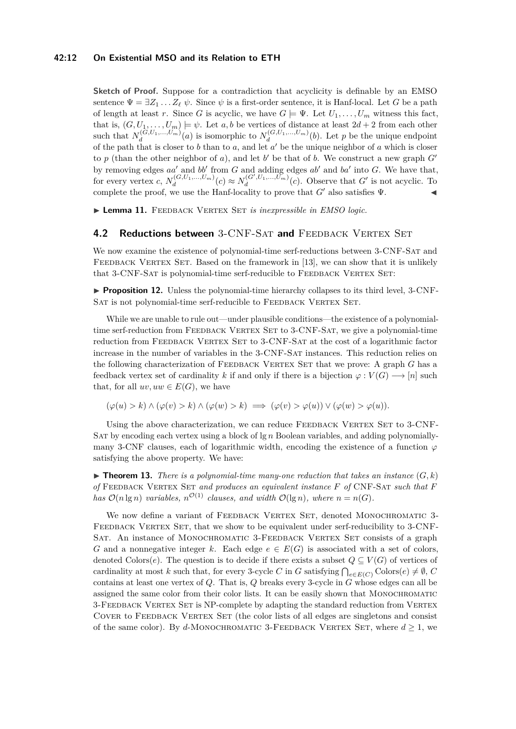**Sketch of Proof.** Suppose for a contradiction that acyclicity is definable by an EMSO sentence $\Psi = \exists Z_1 \dots Z_\ell\ \psi$. Since $\psi$ is a first-order sentence, it is Hanf-local. Let $G$ be a path of length at least $r$. Since $G$ is acyclic, we have $G \models \Psi$. Let $U_1, \dots, U_m$ witness this fact, that is, $(G, U_1, \dots, U_m) \models \psi$. Let $a, b$ be vertices of distance at least $2d+2$ from each other such that $N_d^{(G,U_1,\dots,U_m)}(a)$ is isomorphic to $N_d^{(G,U_1,\dots,U_m)}(b)$. Let $p$ be the unique endpoint of the path that is closer to $b$ than to $a$, and let $a'$ be the unique neighbor of $a$ which is closer to $p$ (than the other neighbor of $a$), and let $b'$ be that of $b$. We construct a new graph $G'$ by removing edges $aa'$ and $bb'$ from $G$ and adding edges $ab'$ and $ba'$ into $G$. We have that, for every vertex $c$, $N_d^{(G,U_1,\dots,U_m)}(c) \approx N_d^{(G',U_1,\dots,U_m)}(c)$. Observe that $G'$ is not acyclic. To complete the proof, we use the Hanf-locality to prove that $G'$ also satisfies $\Psi$. ◀

▶ **Lemma 11.** Feedback Vertex Set *is inexpressible in EMSO logic.*

## 4.2 Reductions between 3-CNF-Sat and Feedback Vertex Set

We now examine the existence of polynomial-time serf-reductions between 3-CNF-Sat and Feedback Vertex Set. Based on the framework in [13], we can show that it is unlikely that 3-CNF-Sat is polynomial-time serf-reducible to Feedback Vertex Set:

▶ **Proposition 12.** Unless the polynomial-time hierarchy collapses to its third level, 3-CNF-Sat is not polynomial-time serf-reducible to Feedback Vertex Set.

While we are unable to rule out—under plausible conditions—the existence of a polynomial-time serf-reduction from Feedback Vertex Set to 3-CNF-Sat, we give a polynomial-time reduction from Feedback Vertex Set to 3-CNF-Sat at the cost of a logarithmic factor increase in the number of variables in the 3-CNF-Sat instances. This reduction relies on the following characterization of Feedback Vertex Set that we prove: A graph $G$ has a feedback vertex set of cardinality $k$ if and only if there is a bijection $\varphi : V(G) \longrightarrow [n]$ such that, for all $uv, uw \in E(G)$, we have

$$(\varphi(u) > k) \wedge (\varphi(v) > k) \wedge (\varphi(w) > k) \implies (\varphi(v) > \varphi(u)) \vee (\varphi(w) > \varphi(u)).$$

Using the above characterization, we can reduce Feedback Vertex Set to 3-CNF-Sat by encoding each vertex using a block of $\lg n$ Boolean variables, and adding polynomially-many 3-CNF clauses, each of logarithmic width, encoding the existence of a function $\varphi$ satisfying the above property. We have:

▶ **Theorem 13.** *There is a polynomial-time many-one reduction that takes an instance $(G, k)$ of* Feedback Vertex Set *and produces an equivalent instance $F$ of* CNF-Sat *such that $F$ has $\mathcal{O}(n \lg n)$ variables, $n^{\mathcal{O}(1)}$ clauses, and width $\mathcal{O}(\lg n)$, where $n = n(G)$.*

We now define a variant of Feedback Vertex Set, denoted Monochromatic 3-Feedback Vertex Set, that we show to be equivalent under serf-reducibility to 3-CNF-Sat. An instance of Monochromatic 3-Feedback Vertex Set consists of a graph $G$ and a nonnegative integer $k$. Each edge $e \in E(G)$ is associated with a set of colors, denoted Colors$(e)$. The question is to decide if there exists a subset $Q \subseteq V(G)$ of vertices of cardinality at most $k$ such that, for every 3-cycle $C$ in $G$ satisfying $\bigcap_{e \in E(C)} \text{Colors}(e) \neq \emptyset$, $C$ contains at least one vertex of $Q$. That is, $Q$ breaks every 3-cycle in $G$ whose edges can all be assigned the same color from their color lists. It can be easily shown that Monochromatic 3-Feedback Vertex Set is NP-complete by adapting the standard reduction from Vertex Cover to Feedback Vertex Set (the color lists of all edges are singletons and consist of the same color). By $d$-Monochromatic 3-Feedback Vertex Set, where $d \geq 1$, we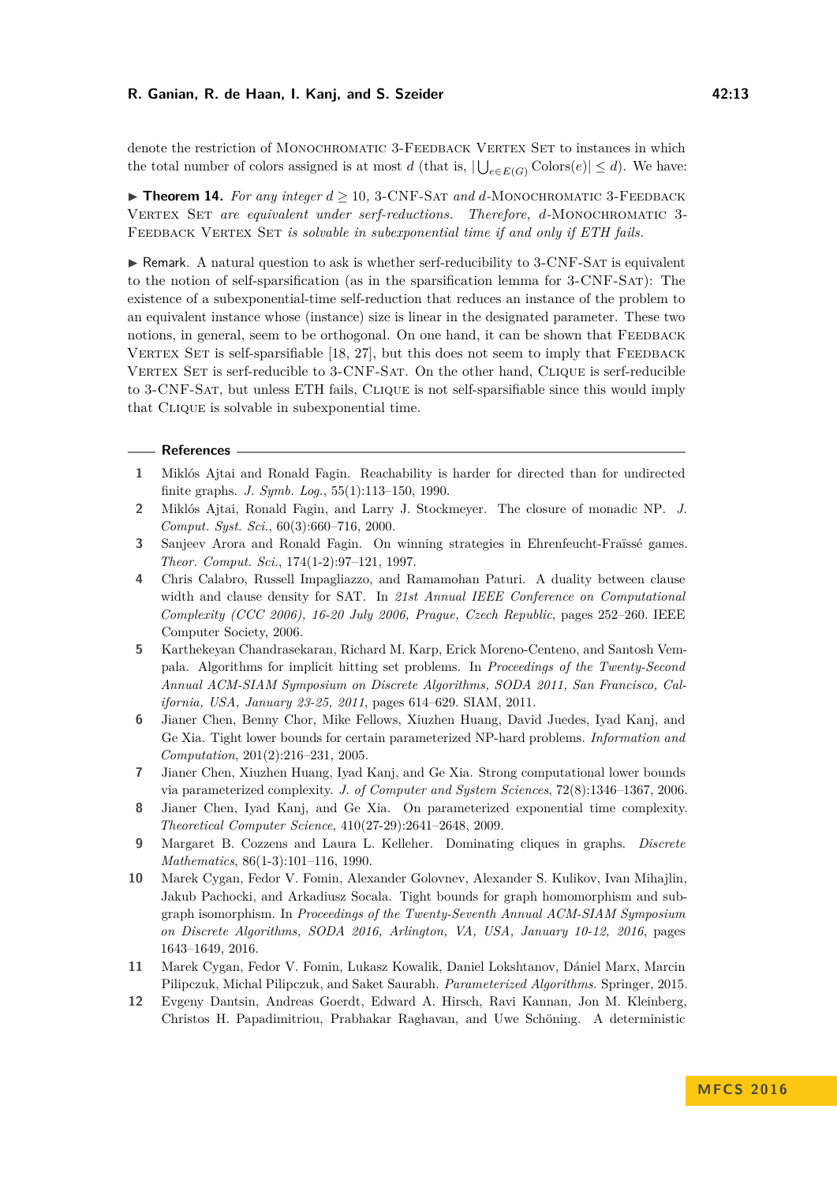denote the restriction of Monochromatic 3-Feedback Vertex Set to instances in which the total number of colors assigned is at most $d$ (that is, $|\bigcup_{e \in E(G)} \text{Colors}(e)| \leq d$). We have:

▶ **Theorem 14.** *For any integer $d \geq 10$, 3-CNF-Sat and $d$-Monochromatic 3-Feedback Vertex Set are equivalent under serf-reductions. Therefore, $d$-Monochromatic 3-Feedback Vertex Set is solvable in subexponential time if and only if ETH fails.*

▶ Remark. A natural question to ask is whether serf-reducibility to 3-CNF-Sat is equivalent to the notion of self-sparsification (as in the sparsification lemma for 3-CNF-Sat): The existence of a subexponential-time self-reduction that reduces an instance of the problem to an equivalent instance whose (instance) size is linear in the designated parameter. These two notions, in general, seem to be orthogonal. On one hand, it can be shown that Feedback Vertex Set is self-sparsifiable [18, 27], but this does not seem to imply that Feedback Vertex Set is serf-reducible to 3-CNF-Sat. On the other hand, Clique is serf-reducible to 3-CNF-Sat, but unless ETH fails, Clique is not self-sparsifiable since this would imply that Clique is solvable in subexponential time.

## References

1. Miklós Ajtai and Ronald Fagin. Reachability is harder for directed than for undirected finite graphs. *J. Symb. Log.*, 55(1):113–150, 1990.
2. Miklós Ajtai, Ronald Fagin, and Larry J. Stockmeyer. The closure of monadic NP. *J. Comput. Syst. Sci.*, 60(3):660–716, 2000.
3. Sanjeev Arora and Ronald Fagin. On winning strategies in Ehrenfeucht-Fraïssé games. *Theor. Comput. Sci.*, 174(1-2):97–121, 1997.
4. Chris Calabro, Russell Impagliazzo, and Ramamohan Paturi. A duality between clause width and clause density for SAT. In *21st Annual IEEE Conference on Computational Complexity (CCC 2006), 16-20 July 2006, Prague, Czech Republic*, pages 252–260. IEEE Computer Society, 2006.
5. Karthekeyan Chandrasekaran, Richard M. Karp, Erick Moreno-Centeno, and Santosh Vempala. Algorithms for implicit hitting set problems. In *Proceedings of the Twenty-Second Annual ACM-SIAM Symposium on Discrete Algorithms, SODA 2011, San Francisco, California, USA, January 23-25, 2011*, pages 614–629. SIAM, 2011.
6. Jianer Chen, Benny Chor, Mike Fellows, Xiuzhen Huang, David Juedes, Iyad Kanj, and Ge Xia. Tight lower bounds for certain parameterized NP-hard problems. *Information and Computation*, 201(2):216–231, 2005.
7. Jianer Chen, Xiuzhen Huang, Iyad Kanj, and Ge Xia. Strong computational lower bounds via parameterized complexity. *J. of Computer and System Sciences*, 72(8):1346–1367, 2006.
8. Jianer Chen, Iyad Kanj, and Ge Xia. On parameterized exponential time complexity. *Theoretical Computer Science*, 410(27-29):2641–2648, 2009.
9. Margaret B. Cozzens and Laura L. Kelleher. Dominating cliques in graphs. *Discrete Mathematics*, 86(1-3):101–116, 1990.
10. Marek Cygan, Fedor V. Fomin, Alexander Golovnev, Alexander S. Kulikov, Ivan Mihajlin, Jakub Pachocki, and Arkadiusz Socala. Tight bounds for graph homomorphism and subgraph isomorphism. In *Proceedings of the Twenty-Seventh Annual ACM-SIAM Symposium on Discrete Algorithms, SODA 2016, Arlington, VA, USA, January 10-12, 2016*, pages 1643–1649, 2016.
11. Marek Cygan, Fedor V. Fomin, Lukasz Kowalik, Daniel Lokshtanov, Dániel Marx, Marcin Pilipczuk, Michal Pilipczuk, and Saket Saurabh. *Parameterized Algorithms*. Springer, 2015.
12. Evgeny Dantsin, Andreas Goerdt, Edward A. Hirsch, Ravi Kannan, Jon M. Kleinberg, Christos H. Papadimitriou, Prabhakar Raghavan, and Uwe Schöning. A deterministic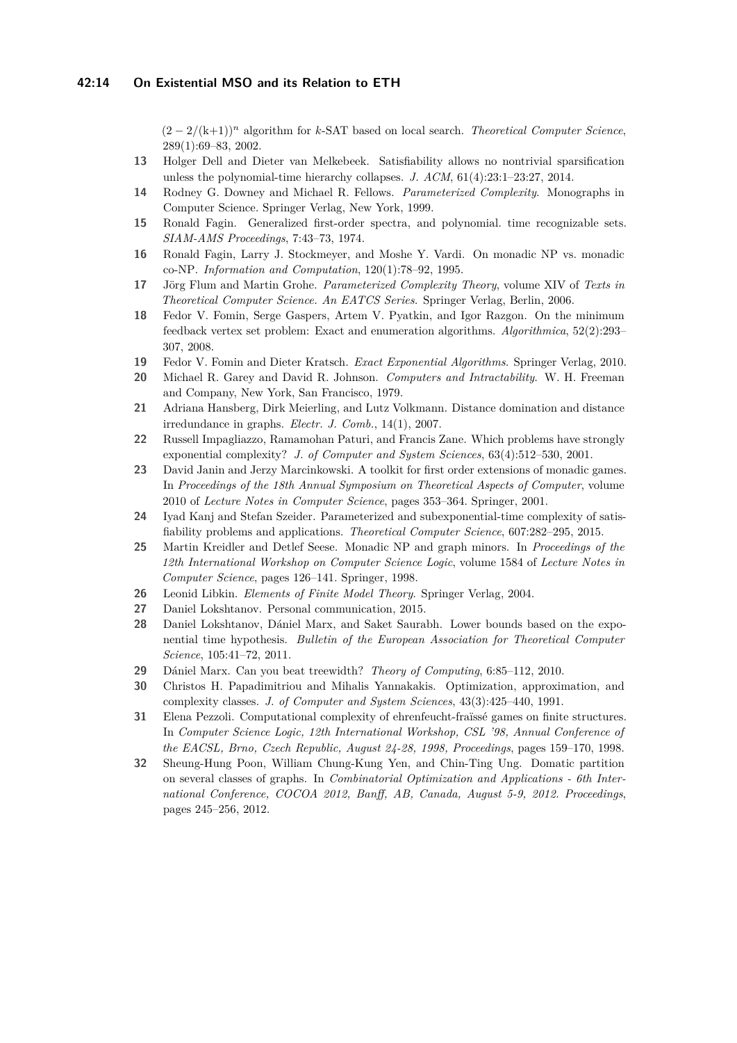$(2 - 2/(k+1))^n$ algorithm for $k$-SAT based on local search. *Theoretical Computer Science*, 289(1):69–83, 2002.

13 Holger Dell and Dieter van Melkebeek. Satisfiability allows no nontrivial sparsification unless the polynomial-time hierarchy collapses. *J. ACM*, 61(4):23:1–23:27, 2014.

14 Rodney G. Downey and Michael R. Fellows. *Parameterized Complexity*. Monographs in Computer Science. Springer Verlag, New York, 1999.

15 Ronald Fagin. Generalized first-order spectra, and polynomial. time recognizable sets. *SIAM-AMS Proceedings*, 7:43–73, 1974.

16 Ronald Fagin, Larry J. Stockmeyer, and Moshe Y. Vardi. On monadic NP vs. monadic co-NP. *Information and Computation*, 120(1):78–92, 1995.

17 Jörg Flum and Martin Grohe. *Parameterized Complexity Theory*, volume XIV of *Texts in Theoretical Computer Science. An EATCS Series*. Springer Verlag, Berlin, 2006.

18 Fedor V. Fomin, Serge Gaspers, Artem V. Pyatkin, and Igor Razgon. On the minimum feedback vertex set problem: Exact and enumeration algorithms. *Algorithmica*, 52(2):293–307, 2008.

19 Fedor V. Fomin and Dieter Kratsch. *Exact Exponential Algorithms*. Springer Verlag, 2010.

20 Michael R. Garey and David R. Johnson. *Computers and Intractability*. W. H. Freeman and Company, New York, San Francisco, 1979.

21 Adriana Hansberg, Dirk Meierling, and Lutz Volkmann. Distance domination and distance irredundance in graphs. *Electr. J. Comb.*, 14(1), 2007.

22 Russell Impagliazzo, Ramamohan Paturi, and Francis Zane. Which problems have strongly exponential complexity? *J. of Computer and System Sciences*, 63(4):512–530, 2001.

23 David Janin and Jerzy Marcinkowski. A toolkit for first order extensions of monadic games. In *Proceedings of the 18th Annual Symposium on Theoretical Aspects of Computer*, volume 2010 of *Lecture Notes in Computer Science*, pages 353–364. Springer, 2001.

24 Iyad Kanj and Stefan Szeider. Parameterized and subexponential-time complexity of satisfiability problems and applications. *Theoretical Computer Science*, 607:282–295, 2015.

25 Martin Kreidler and Detlef Seese. Monadic NP and graph minors. In *Proceedings of the 12th International Workshop on Computer Science Logic*, volume 1584 of *Lecture Notes in Computer Science*, pages 126–141. Springer, 1998.

26 Leonid Libkin. *Elements of Finite Model Theory*. Springer Verlag, 2004.

27 Daniel Lokshtanov. Personal communication, 2015.

28 Daniel Lokshtanov, Dániel Marx, and Saket Saurabh. Lower bounds based on the exponential time hypothesis. *Bulletin of the European Association for Theoretical Computer Science*, 105:41–72, 2011.

29 Dániel Marx. Can you beat treewidth? *Theory of Computing*, 6:85–112, 2010.

30 Christos H. Papadimitriou and Mihalis Yannakakis. Optimization, approximation, and complexity classes. *J. of Computer and System Sciences*, 43(3):425–440, 1991.

31 Elena Pezzoli. Computational complexity of ehrenfeucht-fraïssé games on finite structures. In *Computer Science Logic, 12th International Workshop, CSL '98, Annual Conference of the EACSL, Brno, Czech Republic, August 24-28, 1998, Proceedings*, pages 159–170, 1998.

32 Sheung-Hung Poon, William Chung-Kung Yen, and Chin-Ting Ung. Domatic partition on several classes of graphs. In *Combinatorial Optimization and Applications - 6th International Conference, COCOA 2012, Banff, AB, Canada, August 5-9, 2012. Proceedings*, pages 245–256, 2012.